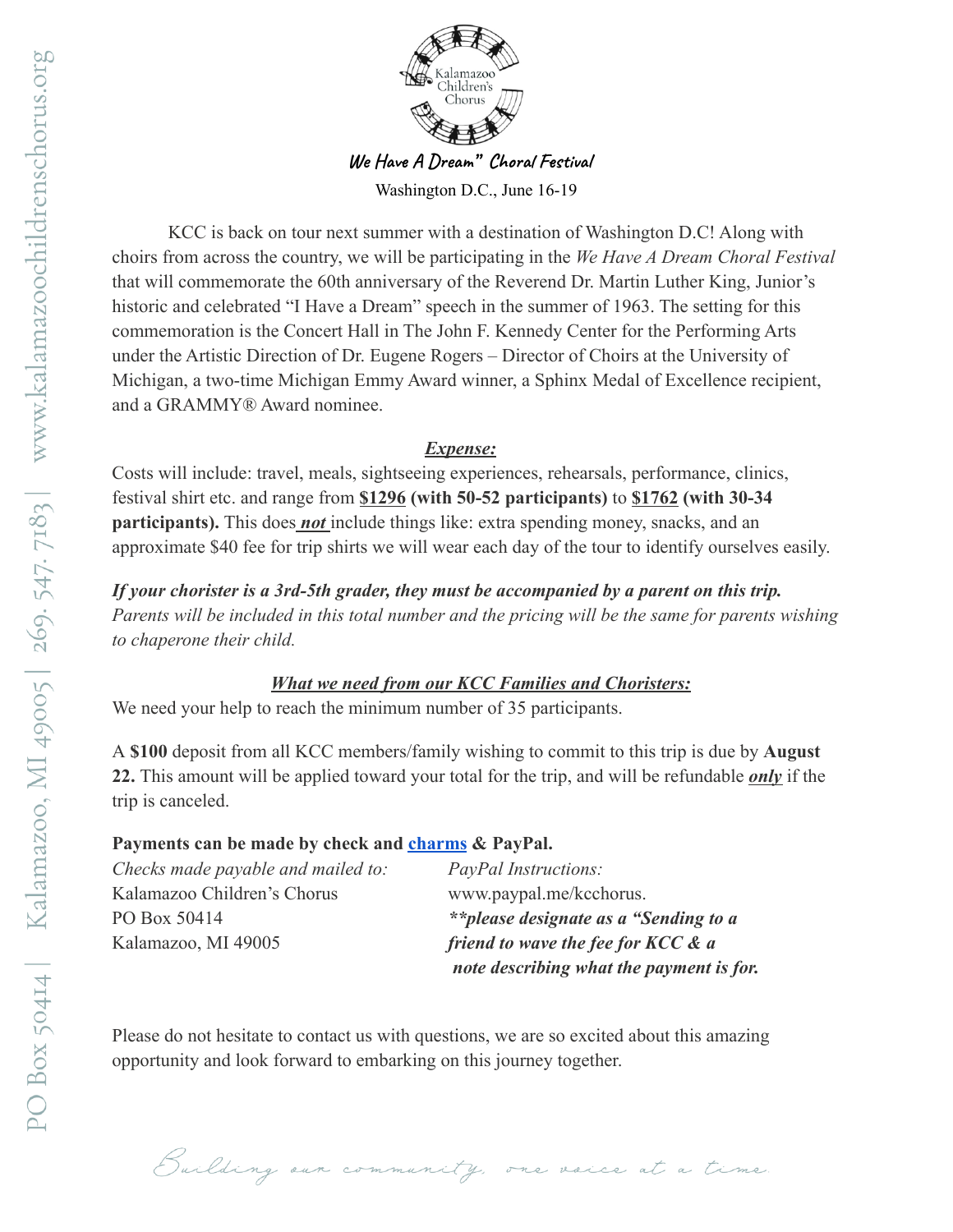Kalamazoo Children's Chorus

## We Have A Dream" Choral Festival

Washington D.C., June 16-19

KCC is back on tour next summer with a destination of Washington D.C! Along with choirs from across the country, we will be participating in the *We Have A Dream Choral Festival* that will commemorate the 60th anniversary of the Reverend Dr. Martin Luther King, Junior's historic and celebrated "I Have a Dream" speech in the summer of 1963. The setting for this commemoration is the Concert Hall in The John F. Kennedy Center for the Performing Arts under the Artistic Direction of Dr. Eugene Rogers – Director of Choirs at the University of Michigan, a two-time Michigan Emmy Award winner, a Sphinx Medal of Excellence recipient, and a GRAMMY® Award nominee.

### ***Expense:***

Costs will include: travel, meals, sightseeing experiences, rehearsals, performance, clinics, festival shirt etc. and range from **$1296 (with 50-52 participants)** to **$1762 (with 30-34 participants).** This does ***not*** include things like: extra spending money, snacks, and an approximate $40 fee for trip shirts we will wear each day of the tour to identify ourselves easily.

***If your chorister is a 3rd-5th grader, they must be accompanied by a parent on this trip.*** *Parents will be included in this total number and the pricing will be the same for parents wishing to chaperone their child.*

### ***What we need from our KCC Families and Choristers:***

We need your help to reach the minimum number of 35 participants.

A **$100** deposit from all KCC members/family wishing to commit to this trip is due by **August 22.** This amount will be applied toward your total for the trip, and will be refundable ***only*** if the trip is canceled.

**Payments can be made by check and charms & PayPal.**

*Checks made payable and mailed to:*
Kalamazoo Children's Chorus
PO Box 50414
Kalamazoo, MI 49005

*PayPal Instructions:*
www.paypal.me/kcchorus.
***\*\*please designate as a "Sending to a friend to wave the fee for KCC & a note describing what the payment is for.***

Please do not hesitate to contact us with questions, we are so excited about this amazing opportunity and look forward to embarking on this journey together.

*Building our community, one voice at a time.*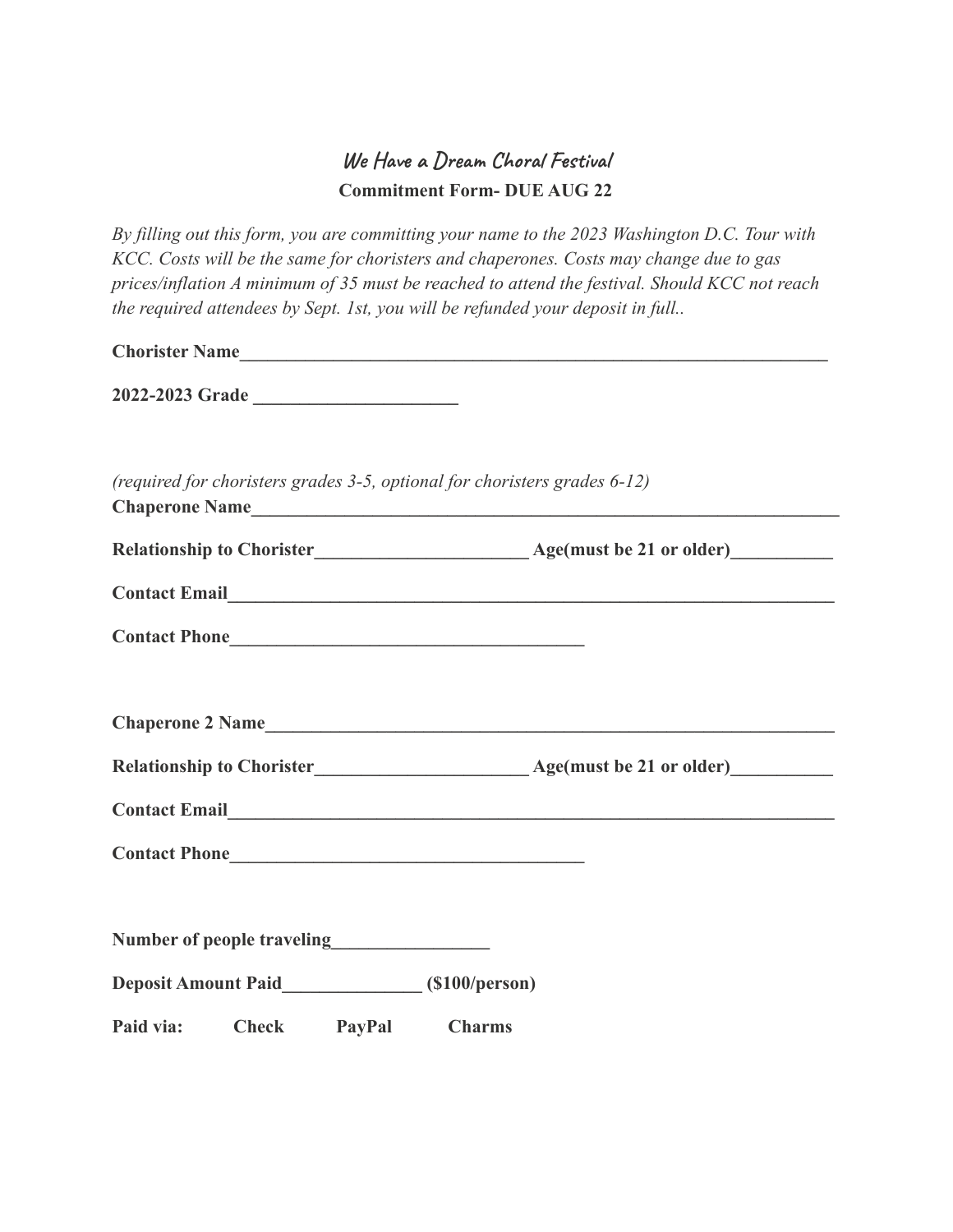## We Have a Dream Choral Festival

**Commitment Form- DUE AUG 22**

*By filling out this form, you are committing your name to the 2023 Washington D.C. Tour with KCC. Costs will be the same for choristers and chaperones. Costs may change due to gas prices/inflation A minimum of 35 must be reached to attend the festival. Should KCC not reach the required attendees by Sept. 1st, you will be refunded your deposit in full..*

**Chorister Name**_________________________________________________________________

**2022-2023 Grade** ______________________

*(required for choristers grades 3-5, optional for choristers grades 6-12)*

**Chaperone Name**_________________________________________________________________

**Relationship to Chorister**_______________________ **Age(must be 21 or older)**__________

**Contact Email**_________________________________________________________________

**Contact Phone**_______________________________________

**Chaperone 2 Name**_______________________________________________________________

**Relationship to Chorister**_______________________ **Age(must be 21 or older)**__________

**Contact Email**_________________________________________________________________

**Contact Phone**_______________________________________

**Number of people traveling**_________________

**Deposit Amount Paid**_______________ **($100/person)**

**Paid via:** **Check** **PayPal** **Charms**